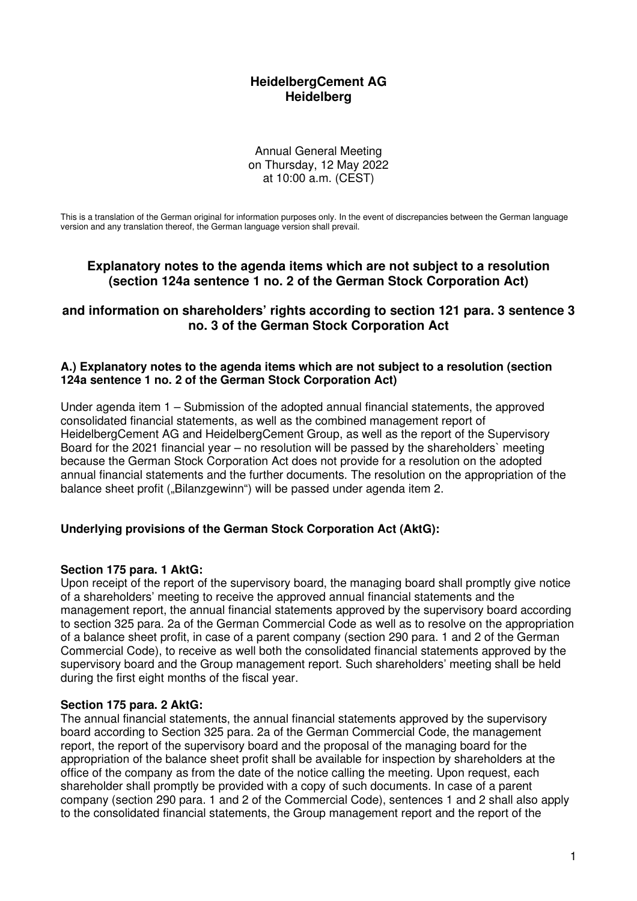**HeidelbergCement AG**
**Heidelberg**

Annual General Meeting
on Thursday, 12 May 2022
at 10:00 a.m. (CEST)

This is a translation of the German original for information purposes only. In the event of discrepancies between the German language version and any translation thereof, the German language version shall prevail.

## Explanatory notes to the agenda items which are not subject to a resolution (section 124a sentence 1 no. 2 of the German Stock Corporation Act)

## and information on shareholders' rights according to section 121 para. 3 sentence 3 no. 3 of the German Stock Corporation Act

### A.) Explanatory notes to the agenda items which are not subject to a resolution (section 124a sentence 1 no. 2 of the German Stock Corporation Act)

Under agenda item 1 – Submission of the adopted annual financial statements, the approved consolidated financial statements, as well as the combined management report of HeidelbergCement AG and HeidelbergCement Group, as well as the report of the Supervisory Board for the 2021 financial year – no resolution will be passed by the shareholders` meeting because the German Stock Corporation Act does not provide for a resolution on the adopted annual financial statements and the further documents. The resolution on the appropriation of the balance sheet profit („Bilanzgewinn") will be passed under agenda item 2.

**Underlying provisions of the German Stock Corporation Act (AktG):**

**Section 175 para. 1 AktG:**
Upon receipt of the report of the supervisory board, the managing board shall promptly give notice of a shareholders' meeting to receive the approved annual financial statements and the management report, the annual financial statements approved by the supervisory board according to section 325 para. 2a of the German Commercial Code as well as to resolve on the appropriation of a balance sheet profit, in case of a parent company (section 290 para. 1 and 2 of the German Commercial Code), to receive as well both the consolidated financial statements approved by the supervisory board and the Group management report. Such shareholders' meeting shall be held during the first eight months of the fiscal year.

**Section 175 para. 2 AktG:**
The annual financial statements, the annual financial statements approved by the supervisory board according to Section 325 para. 2a of the German Commercial Code, the management report, the report of the supervisory board and the proposal of the managing board for the appropriation of the balance sheet profit shall be available for inspection by shareholders at the office of the company as from the date of the notice calling the meeting. Upon request, each shareholder shall promptly be provided with a copy of such documents. In case of a parent company (section 290 para. 1 and 2 of the Commercial Code), sentences 1 and 2 shall also apply to the consolidated financial statements, the Group management report and the report of the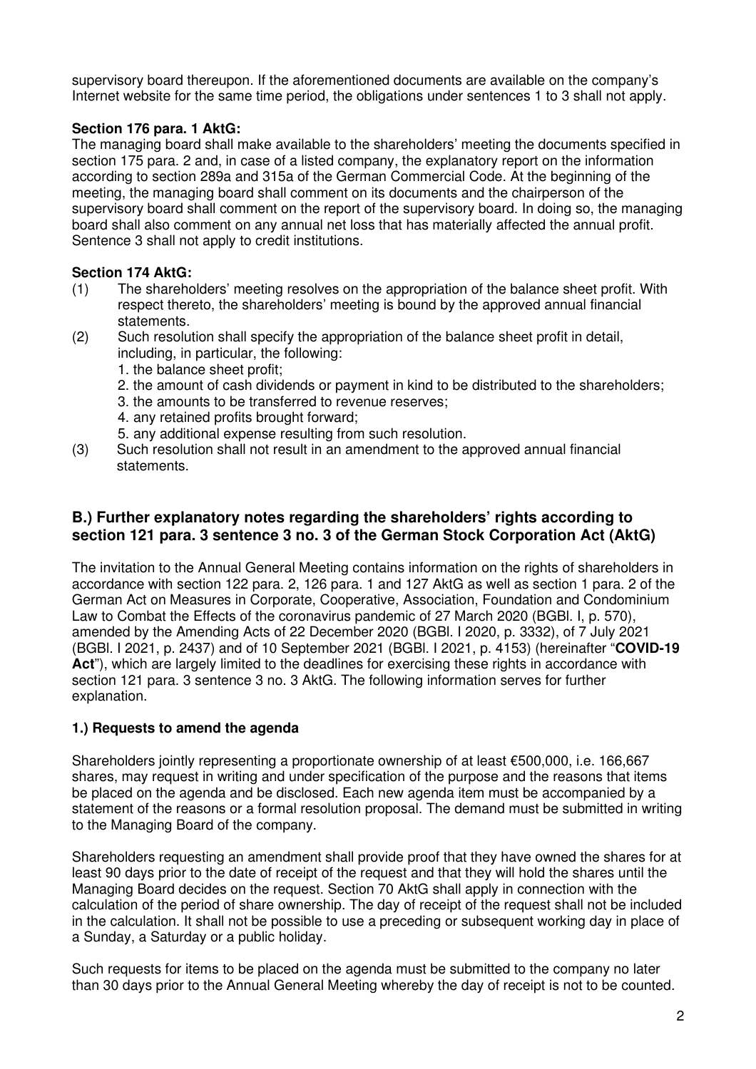supervisory board thereupon. If the aforementioned documents are available on the company's Internet website for the same time period, the obligations under sentences 1 to 3 shall not apply.

**Section 176 para. 1 AktG:**

The managing board shall make available to the shareholders' meeting the documents specified in section 175 para. 2 and, in case of a listed company, the explanatory report on the information according to section 289a and 315a of the German Commercial Code. At the beginning of the meeting, the managing board shall comment on its documents and the chairperson of the supervisory board shall comment on the report of the supervisory board. In doing so, the managing board shall also comment on any annual net loss that has materially affected the annual profit. Sentence 3 shall not apply to credit institutions.

**Section 174 AktG:**

(1) The shareholders' meeting resolves on the appropriation of the balance sheet profit. With respect thereto, the shareholders' meeting is bound by the approved annual financial statements.

(2) Such resolution shall specify the appropriation of the balance sheet profit in detail, including, in particular, the following:
1. the balance sheet profit;
2. the amount of cash dividends or payment in kind to be distributed to the shareholders;
3. the amounts to be transferred to revenue reserves;
4. any retained profits brought forward;
5. any additional expense resulting from such resolution.

(3) Such resolution shall not result in an amendment to the approved annual financial statements.

## B.) Further explanatory notes regarding the shareholders' rights according to section 121 para. 3 sentence 3 no. 3 of the German Stock Corporation Act (AktG)

The invitation to the Annual General Meeting contains information on the rights of shareholders in accordance with section 122 para. 2, 126 para. 1 and 127 AktG as well as section 1 para. 2 of the German Act on Measures in Corporate, Cooperative, Association, Foundation and Condominium Law to Combat the Effects of the coronavirus pandemic of 27 March 2020 (BGBl. I, p. 570), amended by the Amending Acts of 22 December 2020 (BGBl. I 2020, p. 3332), of 7 July 2021 (BGBl. I 2021, p. 2437) and of 10 September 2021 (BGBl. I 2021, p. 4153) (hereinafter "**COVID-19 Act**"), which are largely limited to the deadlines for exercising these rights in accordance with section 121 para. 3 sentence 3 no. 3 AktG. The following information serves for further explanation.

### 1.) Requests to amend the agenda

Shareholders jointly representing a proportionate ownership of at least €500,000, i.e. 166,667 shares, may request in writing and under specification of the purpose and the reasons that items be placed on the agenda and be disclosed. Each new agenda item must be accompanied by a statement of the reasons or a formal resolution proposal. The demand must be submitted in writing to the Managing Board of the company.

Shareholders requesting an amendment shall provide proof that they have owned the shares for at least 90 days prior to the date of receipt of the request and that they will hold the shares until the Managing Board decides on the request. Section 70 AktG shall apply in connection with the calculation of the period of share ownership. The day of receipt of the request shall not be included in the calculation. It shall not be possible to use a preceding or subsequent working day in place of a Sunday, a Saturday or a public holiday.

Such requests for items to be placed on the agenda must be submitted to the company no later than 30 days prior to the Annual General Meeting whereby the day of receipt is not to be counted.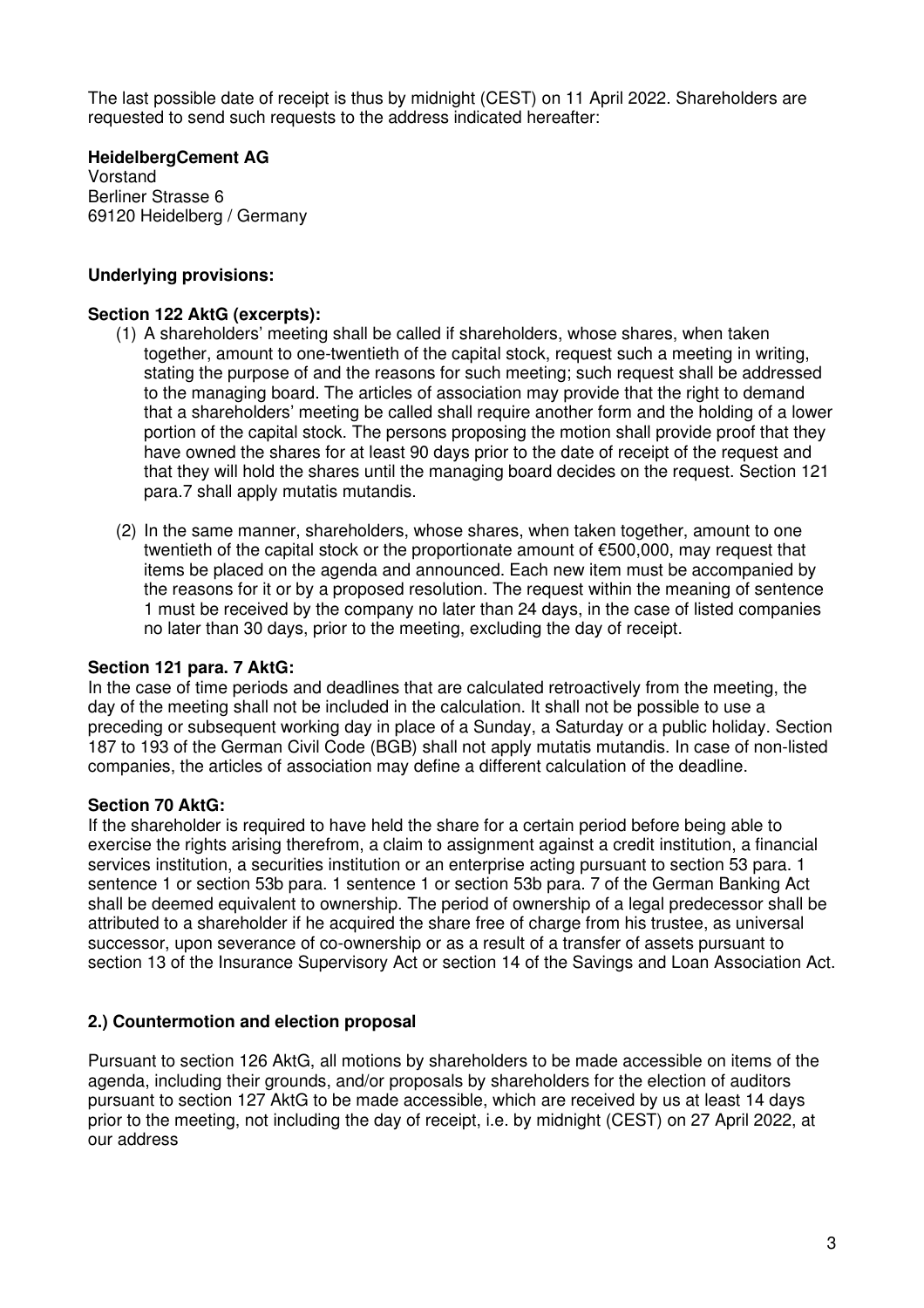The last possible date of receipt is thus by midnight (CEST) on 11 April 2022. Shareholders are requested to send such requests to the address indicated hereafter:

**HeidelbergCement AG**
Vorstand
Berliner Strasse 6
69120 Heidelberg / Germany

**Underlying provisions:**

**Section 122 AktG (excerpts):**

(1) A shareholders' meeting shall be called if shareholders, whose shares, when taken together, amount to one-twentieth of the capital stock, request such a meeting in writing, stating the purpose of and the reasons for such meeting; such request shall be addressed to the managing board. The articles of association may provide that the right to demand that a shareholders' meeting be called shall require another form and the holding of a lower portion of the capital stock. The persons proposing the motion shall provide proof that they have owned the shares for at least 90 days prior to the date of receipt of the request and that they will hold the shares until the managing board decides on the request. Section 121 para.7 shall apply mutatis mutandis.

(2) In the same manner, shareholders, whose shares, when taken together, amount to one twentieth of the capital stock or the proportionate amount of €500,000, may request that items be placed on the agenda and announced. Each new item must be accompanied by the reasons for it or by a proposed resolution. The request within the meaning of sentence 1 must be received by the company no later than 24 days, in the case of listed companies no later than 30 days, prior to the meeting, excluding the day of receipt.

**Section 121 para. 7 AktG:**

In the case of time periods and deadlines that are calculated retroactively from the meeting, the day of the meeting shall not be included in the calculation. It shall not be possible to use a preceding or subsequent working day in place of a Sunday, a Saturday or a public holiday. Section 187 to 193 of the German Civil Code (BGB) shall not apply mutatis mutandis. In case of non-listed companies, the articles of association may define a different calculation of the deadline.

**Section 70 AktG:**

If the shareholder is required to have held the share for a certain period before being able to exercise the rights arising therefrom, a claim to assignment against a credit institution, a financial services institution, a securities institution or an enterprise acting pursuant to section 53 para. 1 sentence 1 or section 53b para. 1 sentence 1 or section 53b para. 7 of the German Banking Act shall be deemed equivalent to ownership. The period of ownership of a legal predecessor shall be attributed to a shareholder if he acquired the share free of charge from his trustee, as universal successor, upon severance of co-ownership or as a result of a transfer of assets pursuant to section 13 of the Insurance Supervisory Act or section 14 of the Savings and Loan Association Act.

**2.) Countermotion and election proposal**

Pursuant to section 126 AktG, all motions by shareholders to be made accessible on items of the agenda, including their grounds, and/or proposals by shareholders for the election of auditors pursuant to section 127 AktG to be made accessible, which are received by us at least 14 days prior to the meeting, not including the day of receipt, i.e. by midnight (CEST) on 27 April 2022, at our address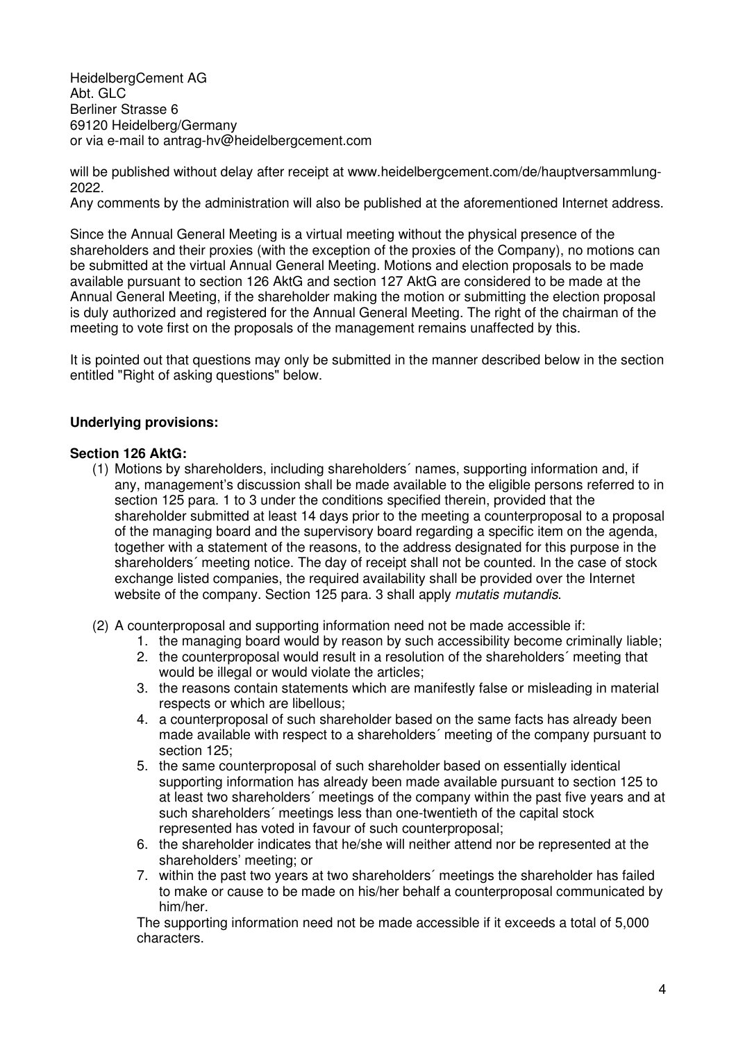HeidelbergCement AG
Abt. GLC
Berliner Strasse 6
69120 Heidelberg/Germany
or via e-mail to antrag-hv@heidelbergcement.com

will be published without delay after receipt at www.heidelbergcement.com/de/hauptversammlung-2022.
Any comments by the administration will also be published at the aforementioned Internet address.

Since the Annual General Meeting is a virtual meeting without the physical presence of the shareholders and their proxies (with the exception of the proxies of the Company), no motions can be submitted at the virtual Annual General Meeting. Motions and election proposals to be made available pursuant to section 126 AktG and section 127 AktG are considered to be made at the Annual General Meeting, if the shareholder making the motion or submitting the election proposal is duly authorized and registered for the Annual General Meeting. The right of the chairman of the meeting to vote first on the proposals of the management remains unaffected by this.

It is pointed out that questions may only be submitted in the manner described below in the section entitled "Right of asking questions" below.

**Underlying provisions:**

**Section 126 AktG:**

(1) Motions by shareholders, including shareholders´ names, supporting information and, if any, management's discussion shall be made available to the eligible persons referred to in section 125 para. 1 to 3 under the conditions specified therein, provided that the shareholder submitted at least 14 days prior to the meeting a counterproposal to a proposal of the managing board and the supervisory board regarding a specific item on the agenda, together with a statement of the reasons, to the address designated for this purpose in the shareholders´ meeting notice. The day of receipt shall not be counted. In the case of stock exchange listed companies, the required availability shall be provided over the Internet website of the company. Section 125 para. 3 shall apply *mutatis mutandis*.

(2) A counterproposal and supporting information need not be made accessible if:
   1. the managing board would by reason by such accessibility become criminally liable;
   2. the counterproposal would result in a resolution of the shareholders´ meeting that would be illegal or would violate the articles;
   3. the reasons contain statements which are manifestly false or misleading in material respects or which are libellous;
   4. a counterproposal of such shareholder based on the same facts has already been made available with respect to a shareholders´ meeting of the company pursuant to section 125;
   5. the same counterproposal of such shareholder based on essentially identical supporting information has already been made available pursuant to section 125 to at least two shareholders´ meetings of the company within the past five years and at such shareholders´ meetings less than one-twentieth of the capital stock represented has voted in favour of such counterproposal;
   6. the shareholder indicates that he/she will neither attend nor be represented at the shareholders' meeting; or
   7. within the past two years at two shareholders´ meetings the shareholder has failed to make or cause to be made on his/her behalf a counterproposal communicated by him/her.

   The supporting information need not be made accessible if it exceeds a total of 5,000 characters.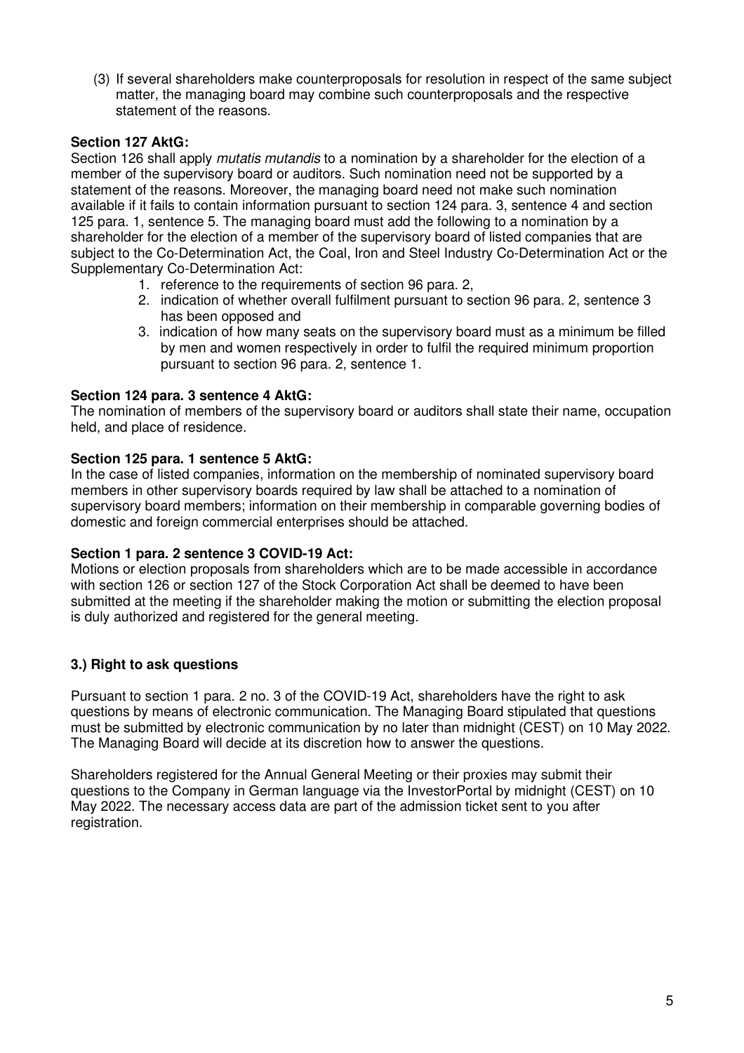(3) If several shareholders make counterproposals for resolution in respect of the same subject matter, the managing board may combine such counterproposals and the respective statement of the reasons.

**Section 127 AktG:**
Section 126 shall apply *mutatis mutandis* to a nomination by a shareholder for the election of a member of the supervisory board or auditors. Such nomination need not be supported by a statement of the reasons. Moreover, the managing board need not make such nomination available if it fails to contain information pursuant to section 124 para. 3, sentence 4 and section 125 para. 1, sentence 5. The managing board must add the following to a nomination by a shareholder for the election of a member of the supervisory board of listed companies that are subject to the Co-Determination Act, the Coal, Iron and Steel Industry Co-Determination Act or the Supplementary Co-Determination Act:

1. reference to the requirements of section 96 para. 2,
2. indication of whether overall fulfilment pursuant to section 96 para. 2, sentence 3 has been opposed and
3. indication of how many seats on the supervisory board must as a minimum be filled by men and women respectively in order to fulfil the required minimum proportion pursuant to section 96 para. 2, sentence 1.

**Section 124 para. 3 sentence 4 AktG:**
The nomination of members of the supervisory board or auditors shall state their name, occupation held, and place of residence.

**Section 125 para. 1 sentence 5 AktG:**
In the case of listed companies, information on the membership of nominated supervisory board members in other supervisory boards required by law shall be attached to a nomination of supervisory board members; information on their membership in comparable governing bodies of domestic and foreign commercial enterprises should be attached.

**Section 1 para. 2 sentence 3 COVID-19 Act:**
Motions or election proposals from shareholders which are to be made accessible in accordance with section 126 or section 127 of the Stock Corporation Act shall be deemed to have been submitted at the meeting if the shareholder making the motion or submitting the election proposal is duly authorized and registered for the general meeting.

### 3.) Right to ask questions

Pursuant to section 1 para. 2 no. 3 of the COVID-19 Act, shareholders have the right to ask questions by means of electronic communication. The Managing Board stipulated that questions must be submitted by electronic communication by no later than midnight (CEST) on 10 May 2022. The Managing Board will decide at its discretion how to answer the questions.

Shareholders registered for the Annual General Meeting or their proxies may submit their questions to the Company in German language via the InvestorPortal by midnight (CEST) on 10 May 2022. The necessary access data are part of the admission ticket sent to you after registration.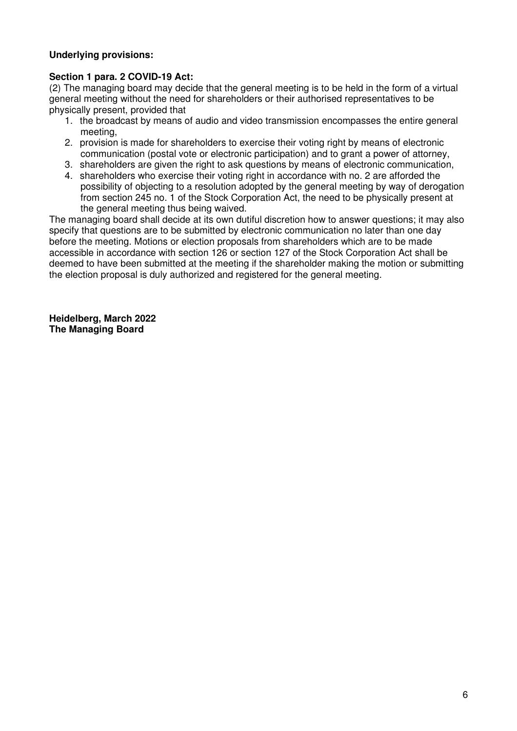**Underlying provisions:**

**Section 1 para. 2 COVID-19 Act:**

(2) The managing board may decide that the general meeting is to be held in the form of a virtual general meeting without the need for shareholders or their authorised representatives to be physically present, provided that

1. the broadcast by means of audio and video transmission encompasses the entire general meeting,
2. provision is made for shareholders to exercise their voting right by means of electronic communication (postal vote or electronic participation) and to grant a power of attorney,
3. shareholders are given the right to ask questions by means of electronic communication,
4. shareholders who exercise their voting right in accordance with no. 2 are afforded the possibility of objecting to a resolution adopted by the general meeting by way of derogation from section 245 no. 1 of the Stock Corporation Act, the need to be physically present at the general meeting thus being waived.

The managing board shall decide at its own dutiful discretion how to answer questions; it may also specify that questions are to be submitted by electronic communication no later than one day before the meeting. Motions or election proposals from shareholders which are to be made accessible in accordance with section 126 or section 127 of the Stock Corporation Act shall be deemed to have been submitted at the meeting if the shareholder making the motion or submitting the election proposal is duly authorized and registered for the general meeting.

**Heidelberg, March 2022**
**The Managing Board**